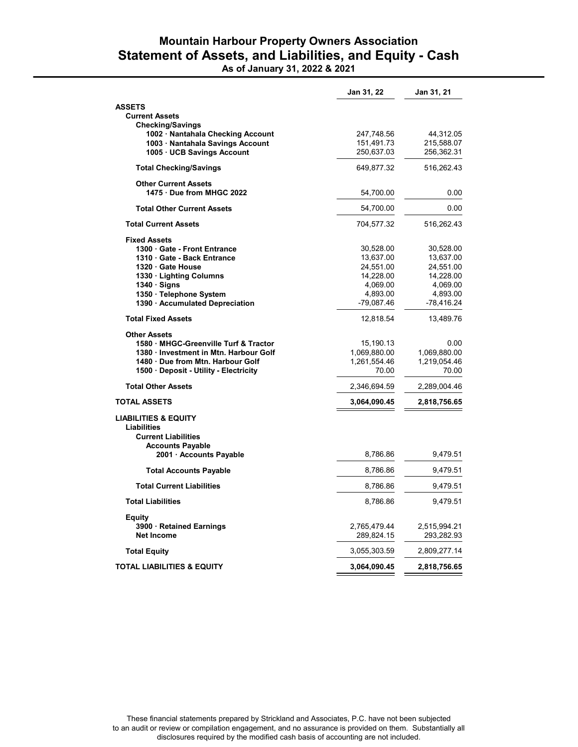# Mountain Harbour Property Owners Association

## Statement of Assets, and Liabilities, and Equity - Cash

### As of January 31, 2022 & 2021

| | Jan 31, 22 | Jan 31, 21 |
|---|---|---|
| **ASSETS** | | |
| **Current Assets** | | |
| **Checking/Savings** | | |
| **1002 · Nantahala Checking Account** | 247,748.56 | 44,312.05 |
| **1003 · Nantahala Savings Account** | 151,491.73 | 215,588.07 |
| **1005 · UCB Savings Account** | 250,637.03 | 256,362.31 |
| **Total Checking/Savings** | 649,877.32 | 516,262.43 |
| **Other Current Assets** | | |
| **1475 · Due from MHGC 2022** | 54,700.00 | 0.00 |
| **Total Other Current Assets** | 54,700.00 | 0.00 |
| **Total Current Assets** | 704,577.32 | 516,262.43 |
| **Fixed Assets** | | |
| **1300 · Gate - Front Entrance** | 30,528.00 | 30,528.00 |
| **1310 · Gate - Back Entrance** | 13,637.00 | 13,637.00 |
| **1320 · Gate House** | 24,551.00 | 24,551.00 |
| **1330 · Lighting Columns** | 14,228.00 | 14,228.00 |
| **1340 · Signs** | 4,069.00 | 4,069.00 |
| **1350 · Telephone System** | 4,893.00 | 4,893.00 |
| **1390 · Accumulated Depreciation** | -79,087.46 | -78,416.24 |
| **Total Fixed Assets** | 12,818.54 | 13,489.76 |
| **Other Assets** | | |
| **1580 · MHGC-Greenville Turf & Tractor** | 15,190.13 | 0.00 |
| **1380 · Investment in Mtn. Harbour Golf** | 1,069,880.00 | 1,069,880.00 |
| **1480 · Due from Mtn. Harbour Golf** | 1,261,554.46 | 1,219,054.46 |
| **1500 · Deposit - Utility - Electricity** | 70.00 | 70.00 |
| **Total Other Assets** | 2,346,694.59 | 2,289,004.46 |
| **TOTAL ASSETS** | **3,064,090.45** | **2,818,756.65** |
| **LIABILITIES & EQUITY** | | |
| **Liabilities** | | |
| **Current Liabilities** | | |
| **Accounts Payable** | | |
| **2001 · Accounts Payable** | 8,786.86 | 9,479.51 |
| **Total Accounts Payable** | 8,786.86 | 9,479.51 |
| **Total Current Liabilities** | 8,786.86 | 9,479.51 |
| **Total Liabilities** | 8,786.86 | 9,479.51 |
| **Equity** | | |
| **3900 · Retained Earnings** | 2,765,479.44 | 2,515,994.21 |
| **Net Income** | 289,824.15 | 293,282.93 |
| **Total Equity** | 3,055,303.59 | 2,809,277.14 |
| **TOTAL LIABILITIES & EQUITY** | **3,064,090.45** | **2,818,756.65** |

These financial statements prepared by Strickland and Associates, P.C. have not been subjected to an audit or review or compilation engagement, and no assurance is provided on them. Substantially all disclosures required by the modified cash basis of accounting are not included.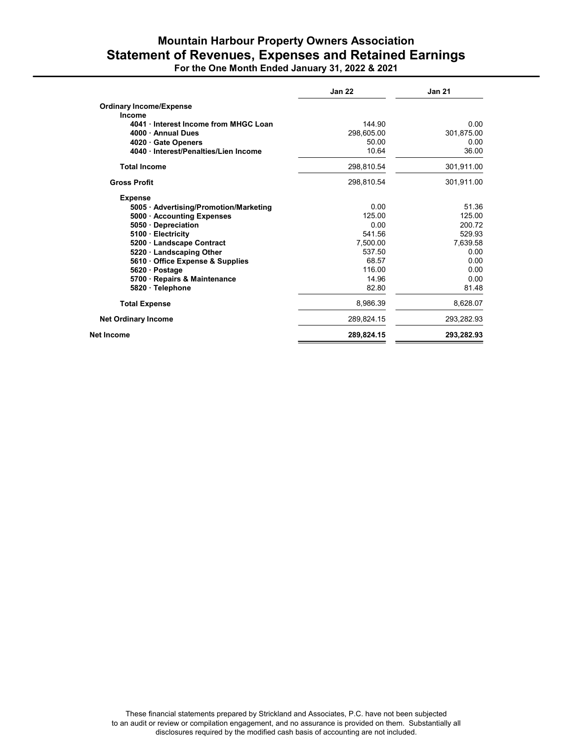# Mountain Harbour Property Owners Association

## Statement of Revenues, Expenses and Retained Earnings

**For the One Month Ended January 31, 2022 & 2021**

| | Jan 22 | Jan 21 |
|---|---|---|
| **Ordinary Income/Expense** | | |
| **Income** | | |
| **4041 · Interest Income from MHGC Loan** | 144.90 | 0.00 |
| **4000 · Annual Dues** | 298,605.00 | 301,875.00 |
| **4020 · Gate Openers** | 50.00 | 0.00 |
| **4040 · Interest/Penalties/Lien Income** | 10.64 | 36.00 |
| **Total Income** | 298,810.54 | 301,911.00 |
| **Gross Profit** | 298,810.54 | 301,911.00 |
| **Expense** | | |
| **5005 · Advertising/Promotion/Marketing** | 0.00 | 51.36 |
| **5000 · Accounting Expenses** | 125.00 | 125.00 |
| **5050 · Depreciation** | 0.00 | 200.72 |
| **5100 · Electricity** | 541.56 | 529.93 |
| **5200 · Landscape Contract** | 7,500.00 | 7,639.58 |
| **5220 · Landscaping Other** | 537.50 | 0.00 |
| **5610 · Office Expense & Supplies** | 68.57 | 0.00 |
| **5620 · Postage** | 116.00 | 0.00 |
| **5700 · Repairs & Maintenance** | 14.96 | 0.00 |
| **5820 · Telephone** | 82.80 | 81.48 |
| **Total Expense** | 8,986.39 | 8,628.07 |
| **Net Ordinary Income** | 289,824.15 | 293,282.93 |
| **Net Income** | **289,824.15** | **293,282.93** |

These financial statements prepared by Strickland and Associates, P.C. have not been subjected to an audit or review or compilation engagement, and no assurance is provided on them. Substantially all disclosures required by the modified cash basis of accounting are not included.